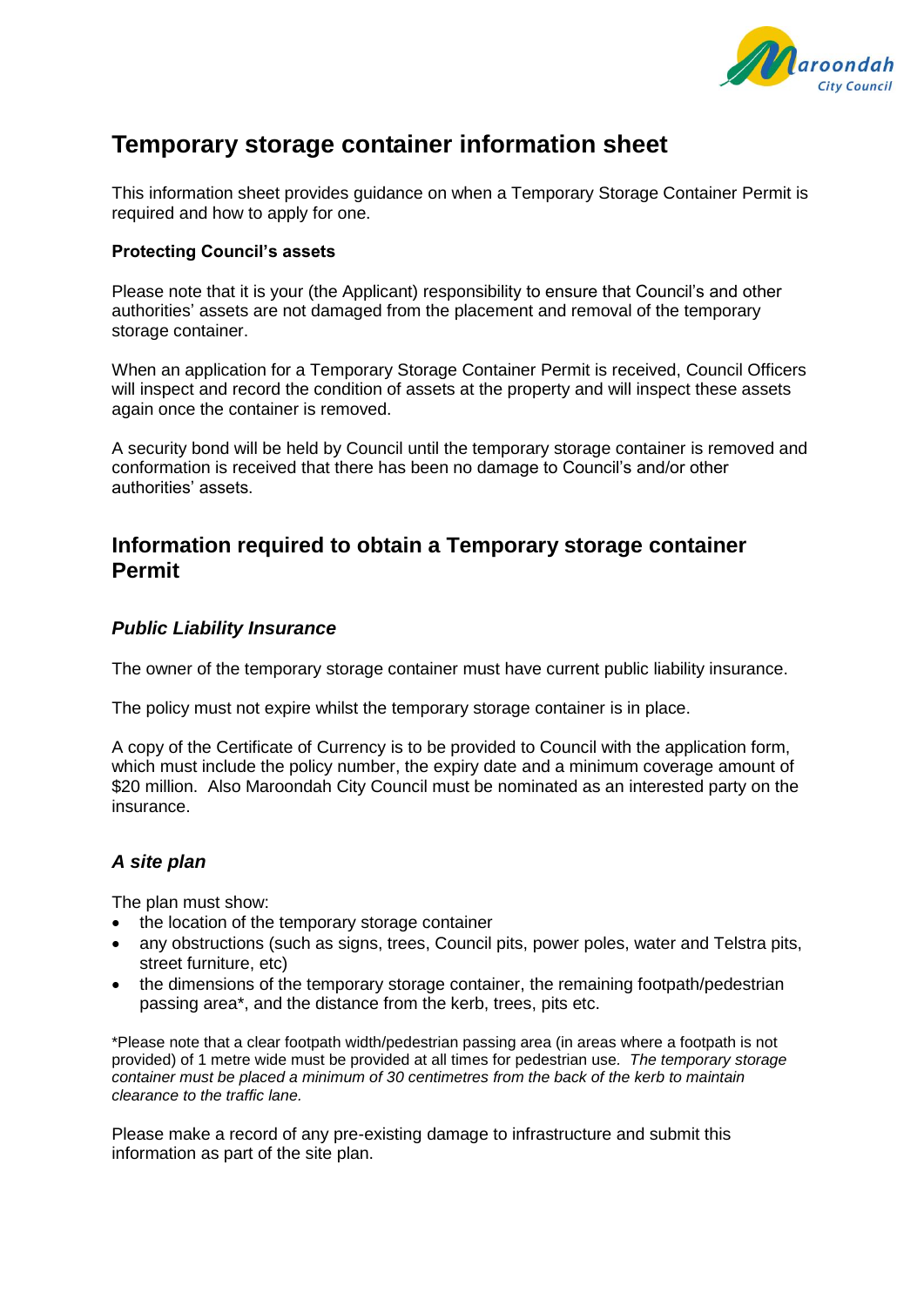# Temporary storage container information sheet

This information sheet provides guidance on when a Temporary Storage Container Permit is required and how to apply for one.

**Protecting Council's assets**

Please note that it is your (the Applicant) responsibility to ensure that Council's and other authorities' assets are not damaged from the placement and removal of the temporary storage container.

When an application for a Temporary Storage Container Permit is received, Council Officers will inspect and record the condition of assets at the property and will inspect these assets again once the container is removed.

A security bond will be held by Council until the temporary storage container is removed and conformation is received that there has been no damage to Council's and/or other authorities' assets.

## Information required to obtain a Temporary storage container Permit

### *Public Liability Insurance*

The owner of the temporary storage container must have current public liability insurance.

The policy must not expire whilst the temporary storage container is in place.

A copy of the Certificate of Currency is to be provided to Council with the application form, which must include the policy number, the expiry date and a minimum coverage amount of $20 million. Also Maroondah City Council must be nominated as an interested party on the insurance.

### *A site plan*

The plan must show:

- the location of the temporary storage container
- any obstructions (such as signs, trees, Council pits, power poles, water and Telstra pits, street furniture, etc)
- the dimensions of the temporary storage container, the remaining footpath/pedestrian passing area*, and the distance from the kerb, trees, pits etc.

*Please note that a clear footpath width/pedestrian passing area (in areas where a footpath is not provided) of 1 metre wide must be provided at all times for pedestrian use. *The temporary storage container must be placed a minimum of 30 centimetres from the back of the kerb to maintain clearance to the traffic lane.*

Please make a record of any pre-existing damage to infrastructure and submit this information as part of the site plan.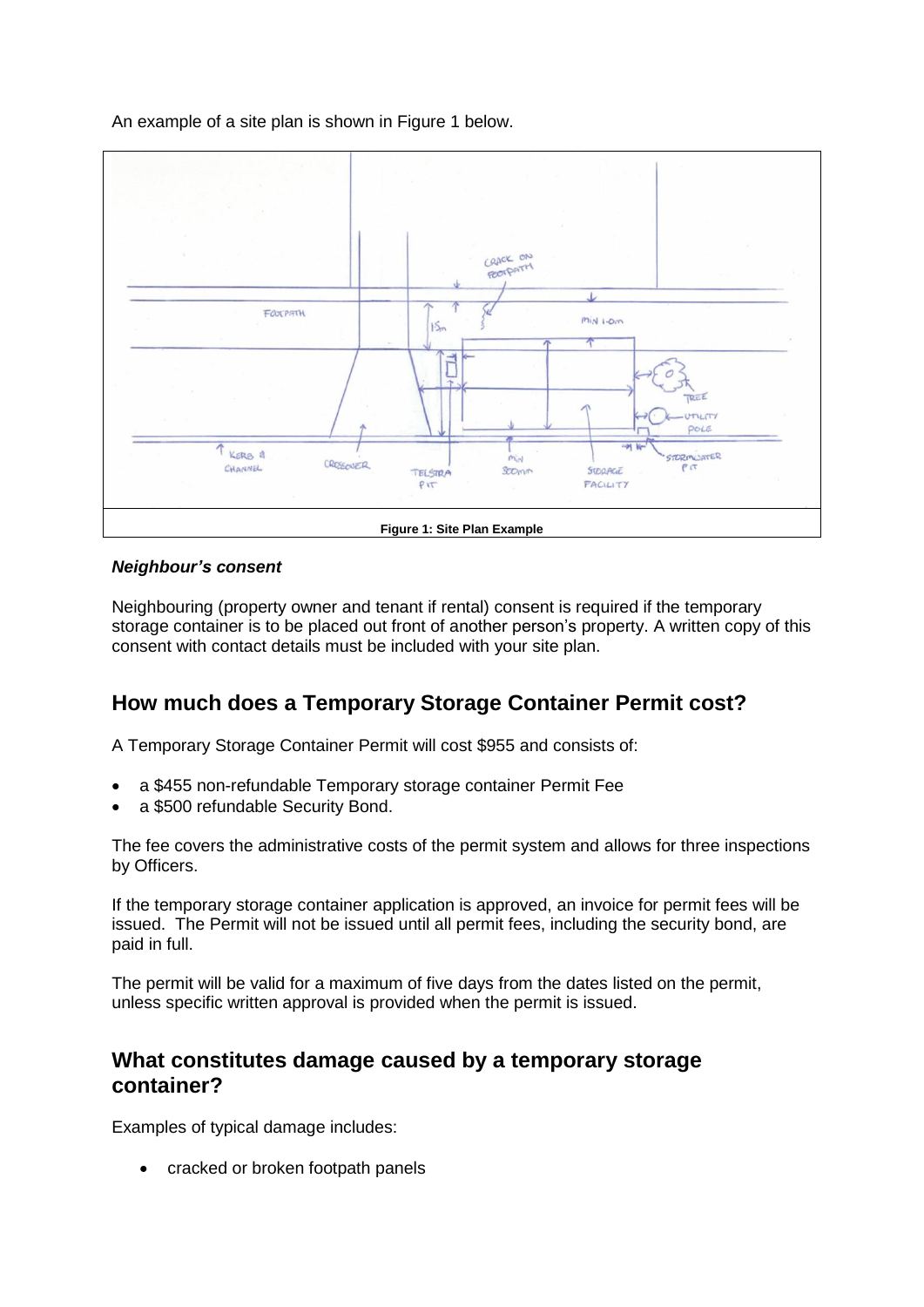An example of a site plan is shown in Figure 1 below.

**Figure 1: Site Plan Example**

***Neighbour's consent***

Neighbouring (property owner and tenant if rental) consent is required if the temporary storage container is to be placed out front of another person's property. A written copy of this consent with contact details must be included with your site plan.

## How much does a Temporary Storage Container Permit cost?

A Temporary Storage Container Permit will cost $955 and consists of:

- a $455 non-refundable Temporary storage container Permit Fee
- a $500 refundable Security Bond.

The fee covers the administrative costs of the permit system and allows for three inspections by Officers.

If the temporary storage container application is approved, an invoice for permit fees will be issued. The Permit will not be issued until all permit fees, including the security bond, are paid in full.

The permit will be valid for a maximum of five days from the dates listed on the permit, unless specific written approval is provided when the permit is issued.

## What constitutes damage caused by a temporary storage container?

Examples of typical damage includes:

- cracked or broken footpath panels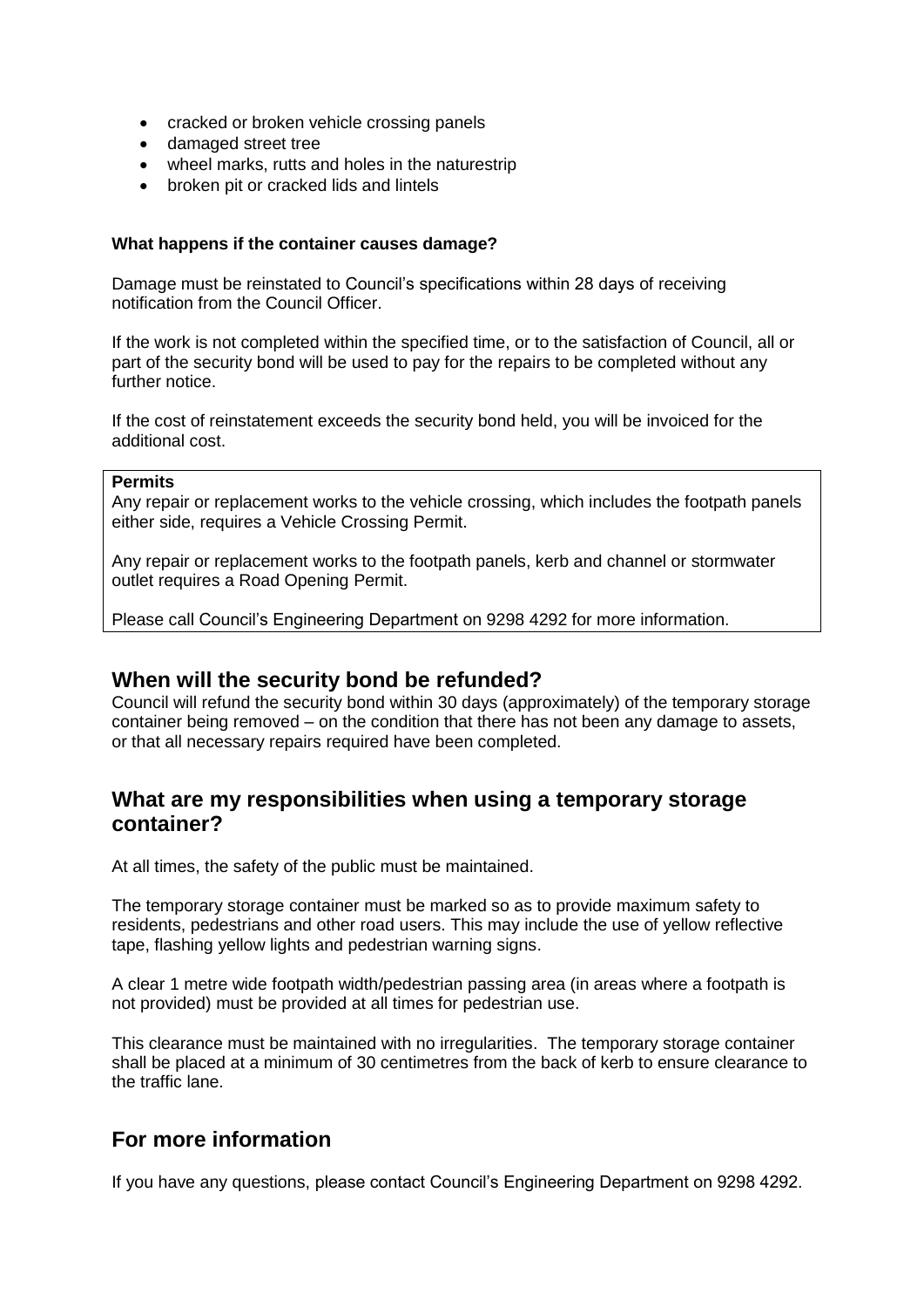- cracked or broken vehicle crossing panels
- damaged street tree
- wheel marks, rutts and holes in the naturestrip
- broken pit or cracked lids and lintels

**What happens if the container causes damage?**

Damage must be reinstated to Council's specifications within 28 days of receiving notification from the Council Officer.

If the work is not completed within the specified time, or to the satisfaction of Council, all or part of the security bond will be used to pay for the repairs to be completed without any further notice.

If the cost of reinstatement exceeds the security bond held, you will be invoiced for the additional cost.

**Permits**

Any repair or replacement works to the vehicle crossing, which includes the footpath panels either side, requires a Vehicle Crossing Permit.

Any repair or replacement works to the footpath panels, kerb and channel or stormwater outlet requires a Road Opening Permit.

Please call Council's Engineering Department on 9298 4292 for more information.

## When will the security bond be refunded?

Council will refund the security bond within 30 days (approximately) of the temporary storage container being removed – on the condition that there has not been any damage to assets, or that all necessary repairs required have been completed.

## What are my responsibilities when using a temporary storage container?

At all times, the safety of the public must be maintained.

The temporary storage container must be marked so as to provide maximum safety to residents, pedestrians and other road users. This may include the use of yellow reflective tape, flashing yellow lights and pedestrian warning signs.

A clear 1 metre wide footpath width/pedestrian passing area (in areas where a footpath is not provided) must be provided at all times for pedestrian use.

This clearance must be maintained with no irregularities. The temporary storage container shall be placed at a minimum of 30 centimetres from the back of kerb to ensure clearance to the traffic lane.

## For more information

If you have any questions, please contact Council's Engineering Department on 9298 4292.